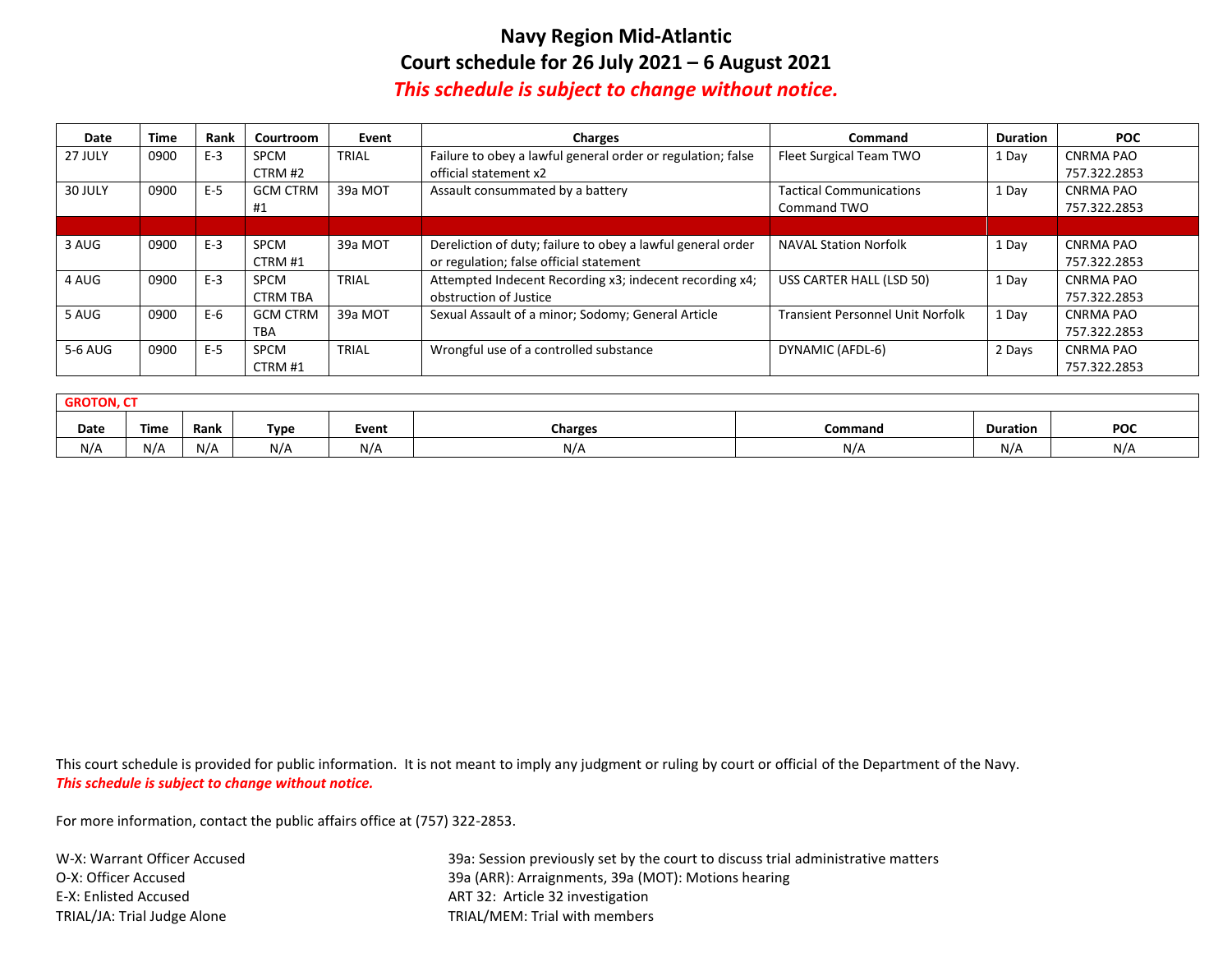# Navy Region Mid-Atlantic

## Court schedule for 26 July 2021 – 6 August 2021

***This schedule is subject to change without notice.***

| Date | Time | Rank | Courtroom | Event | Charges | Command | Duration | POC |
|---|---|---|---|---|---|---|---|---|
| 27 JULY | 0900 | E-3 | SPCM CTRM #2 | TRIAL | Failure to obey a lawful general order or regulation; false official statement x2 | Fleet Surgical Team TWO | 1 Day | CNRMA PAO 757.322.2853 |
| 30 JULY | 0900 | E-5 | GCM CTRM #1 | 39a MOT | Assault consummated by a battery | Tactical Communications Command TWO | 1 Day | CNRMA PAO 757.322.2853 |
| | | | | | | | | |
| 3 AUG | 0900 | E-3 | SPCM CTRM #1 | 39a MOT | Dereliction of duty; failure to obey a lawful general order or regulation; false official statement | NAVAL Station Norfolk | 1 Day | CNRMA PAO 757.322.2853 |
| 4 AUG | 0900 | E-3 | SPCM CTRM TBA | TRIAL | Attempted Indecent Recording x3; indecent recording x4; obstruction of Justice | USS CARTER HALL (LSD 50) | 1 Day | CNRMA PAO 757.322.2853 |
| 5 AUG | 0900 | E-6 | GCM CTRM TBA | 39a MOT | Sexual Assault of a minor; Sodomy; General Article | Transient Personnel Unit Norfolk | 1 Day | CNRMA PAO 757.322.2853 |
| 5-6 AUG | 0900 | E-5 | SPCM CTRM #1 | TRIAL | Wrongful use of a controlled substance | DYNAMIC (AFDL-6) | 2 Days | CNRMA PAO 757.322.2853 |

**GROTON, CT**

| Date | Time | Rank | Type | Event | Charges | Command | Duration | POC |
|---|---|---|---|---|---|---|---|---|
| N/A | N/A | N/A | N/A | N/A | N/A | N/A | N/A | N/A |

This court schedule is provided for public information. It is not meant to imply any judgment or ruling by court or official of the Department of the Navy.
***This schedule is subject to change without notice.***

For more information, contact the public affairs office at (757) 322-2853.

W-X: Warrant Officer Accused
O-X: Officer Accused
E-X: Enlisted Accused
TRIAL/JA: Trial Judge Alone

39a: Session previously set by the court to discuss trial administrative matters
39a (ARR): Arraignments, 39a (MOT): Motions hearing
ART 32: Article 32 investigation
TRIAL/MEM: Trial with members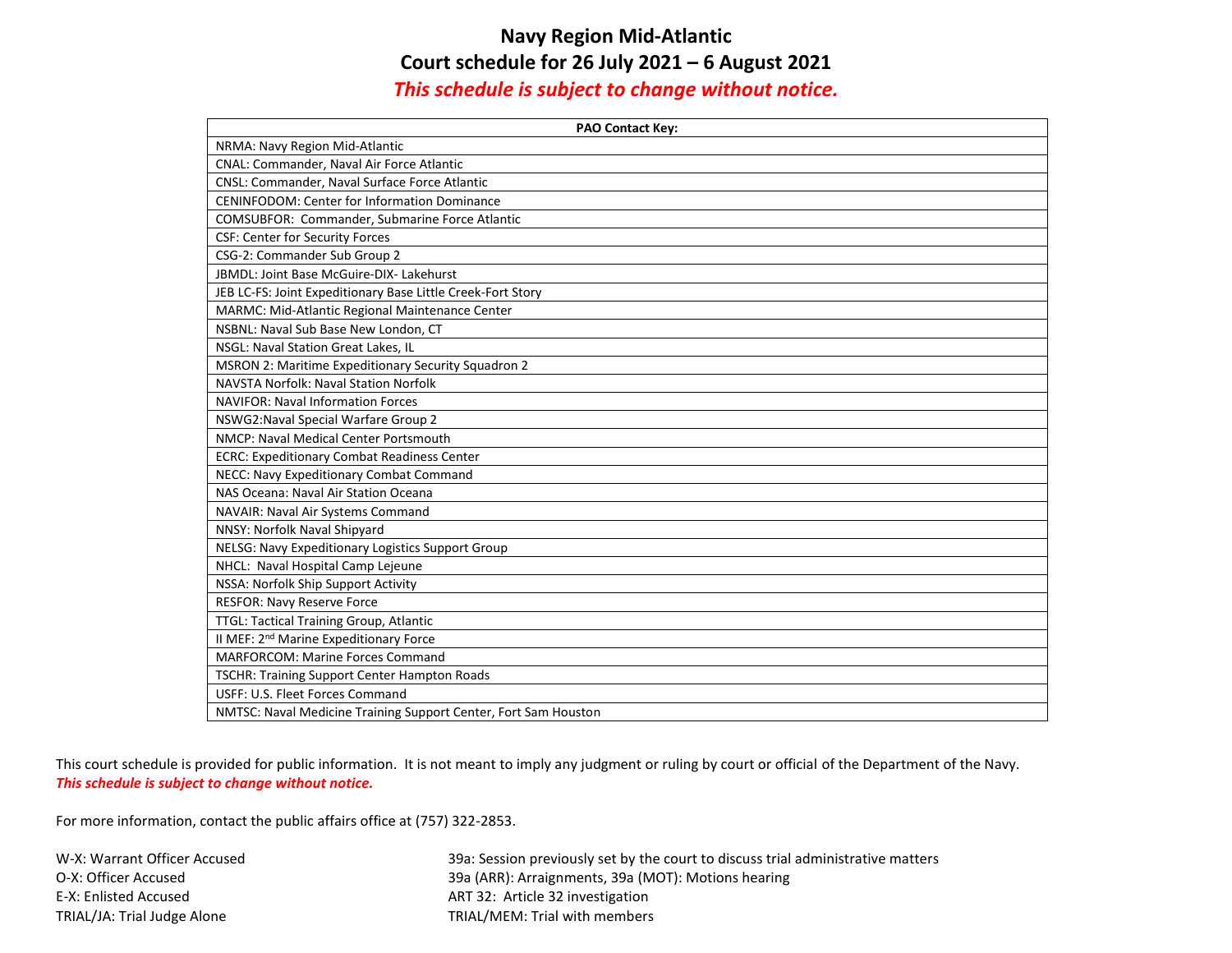# Navy Region Mid-Atlantic

## Court schedule for 26 July 2021 – 6 August 2021

***This schedule is subject to change without notice.***

| **PAO Contact Key:** |
|---|
| NRMA: Navy Region Mid-Atlantic |
| CNAL: Commander, Naval Air Force Atlantic |
| CNSL: Commander, Naval Surface Force Atlantic |
| CENINFODOM: Center for Information Dominance |
| COMSUBFOR: Commander, Submarine Force Atlantic |
| CSF: Center for Security Forces |
| CSG-2: Commander Sub Group 2 |
| JBMDL: Joint Base McGuire-DIX- Lakehurst |
| JEB LC-FS: Joint Expeditionary Base Little Creek-Fort Story |
| MARMC: Mid-Atlantic Regional Maintenance Center |
| NSBNL: Naval Sub Base New London, CT |
| NSGL: Naval Station Great Lakes, IL |
| MSRON 2: Maritime Expeditionary Security Squadron 2 |
| NAVSTA Norfolk: Naval Station Norfolk |
| NAVIFOR: Naval Information Forces |
| NSWG2:Naval Special Warfare Group 2 |
| NMCP: Naval Medical Center Portsmouth |
| ECRC: Expeditionary Combat Readiness Center |
| NECC: Navy Expeditionary Combat Command |
| NAS Oceana: Naval Air Station Oceana |
| NAVAIR: Naval Air Systems Command |
| NNSY: Norfolk Naval Shipyard |
| NELSG: Navy Expeditionary Logistics Support Group |
| NHCL: Naval Hospital Camp Lejeune |
| NSSA: Norfolk Ship Support Activity |
| RESFOR: Navy Reserve Force |
| TTGL: Tactical Training Group, Atlantic |
| II MEF: 2nd Marine Expeditionary Force |
| MARFORCOM: Marine Forces Command |
| TSCHR: Training Support Center Hampton Roads |
| USFF: U.S. Fleet Forces Command |
| NMTSC: Naval Medicine Training Support Center, Fort Sam Houston |

This court schedule is provided for public information. It is not meant to imply any judgment or ruling by court or official of the Department of the Navy.
***This schedule is subject to change without notice.***

For more information, contact the public affairs office at (757) 322-2853.

W-X: Warrant Officer Accused
O-X: Officer Accused
E-X: Enlisted Accused
TRIAL/JA: Trial Judge Alone

39a: Session previously set by the court to discuss trial administrative matters
39a (ARR): Arraignments, 39a (MOT): Motions hearing
ART 32: Article 32 investigation
TRIAL/MEM: Trial with members